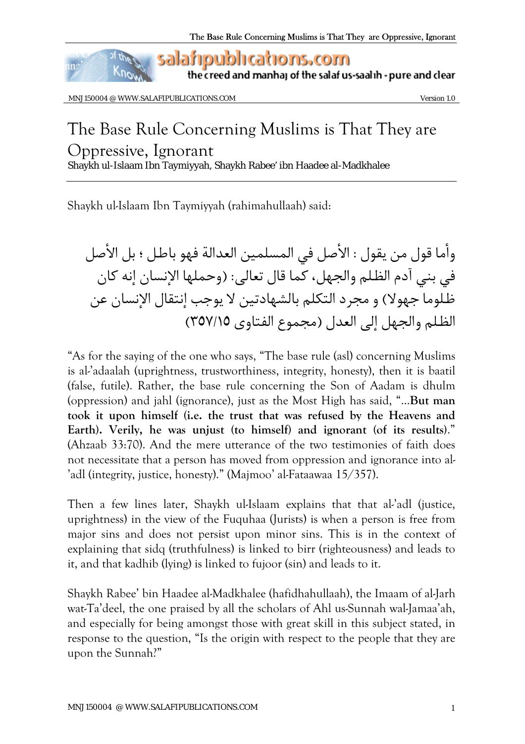# The Base Rule Concerning Muslims is That They are Oppressive, Ignorant

Shaykh ul-Islaam Ibn Taymiyyah, Shaykh Rabee' ibn Haadee al-Madkhalee

---

Shaykh ul-Islaam Ibn Taymiyyah (rahimahullaah) said:

وأما قول من يقول : الأصل في المسلمين العدالة فهو باطل ؛ بل الأصل في بني آدم الظلم والجهل، كما قال تعالى: (وحملها الإنسان إنه كان ظلوما جهولا) و مجرد التكلم بالشهادتين لا يوجب إنتقال الإنسان عن الظلم والجهل إلى العدل (مجموع الفتاوى ٣٥٧/١٥)

"As for the saying of the one who says, "The base rule (asl) concerning Muslims is al-'adaalah (uprightness, trustworthiness, integrity, honesty), then it is baatil (false, futile). Rather, the base rule concerning the Son of Aadam is dhulm (oppression) and jahl (ignorance), just as the Most High has said, "...**But man took it upon himself (i.e. the trust that was refused by the Heavens and Earth). Verily, he was unjust (to himself) and ignorant (of its results)**." (Ahzaab 33:70). And the mere utterance of the two testimonies of faith does not necessitate that a person has moved from oppression and ignorance into al-'adl (integrity, justice, honesty)." (Majmoo' al-Fataawaa 15/357).

Then a few lines later, Shaykh ul-Islaam explains that that al-'adl (justice, uprightness) in the view of the Fuquhaa (Jurists) is when a person is free from major sins and does not persist upon minor sins. This is in the context of explaining that sidq (truthfulness) is linked to birr (righteousness) and leads to it, and that kadhib (lying) is linked to fujoor (sin) and leads to it.

Shaykh Rabee' bin Haadee al-Madkhalee (hafidhahullaah), the Imaam of al-Jarh wat-Ta'deel, the one praised by all the scholars of Ahl us-Sunnah wal-Jamaa'ah, and especially for being amongst those with great skill in this subject stated, in response to the question, "Is the origin with respect to the people that they are upon the Sunnah?"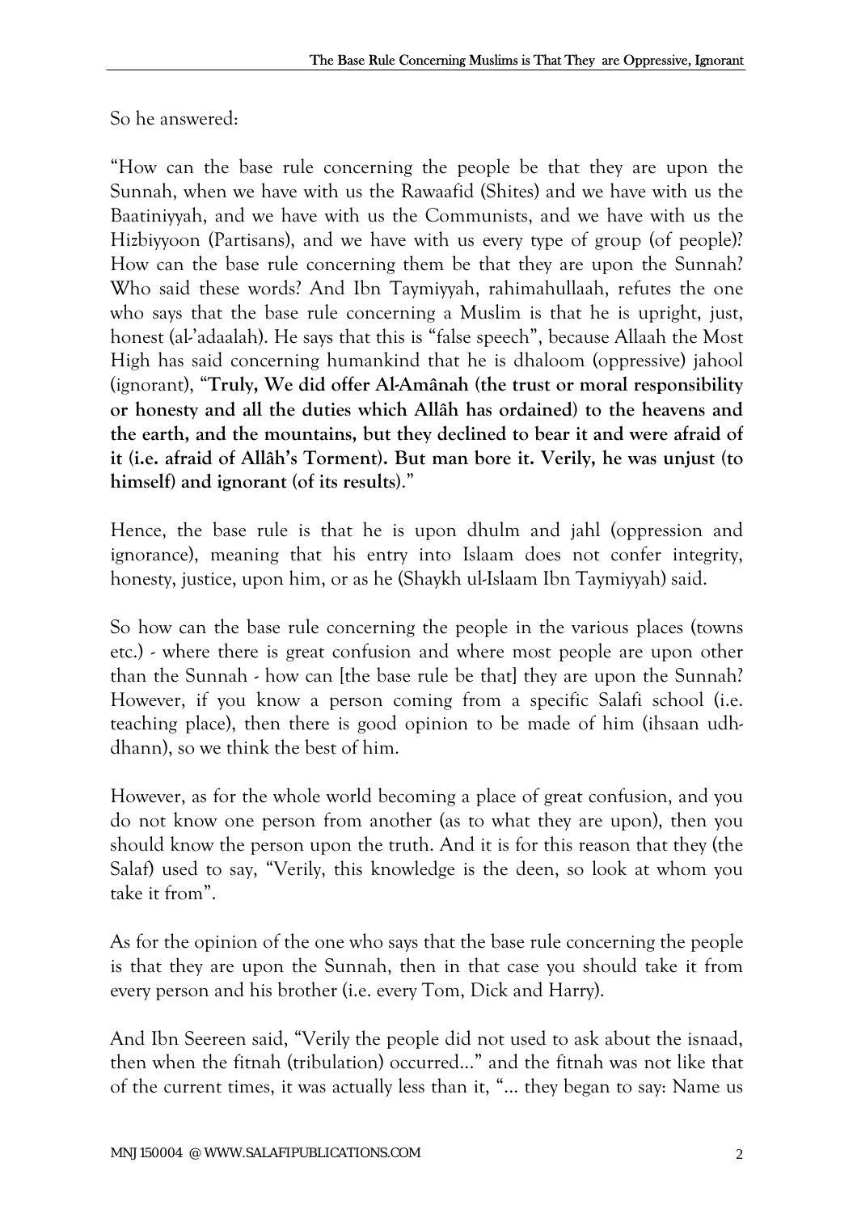So he answered:

"How can the base rule concerning the people be that they are upon the Sunnah, when we have with us the Rawaafid (Shites) and we have with us the Baatiniyyah, and we have with us the Communists, and we have with us the Hizbiyyoon (Partisans), and we have with us every type of group (of people)? How can the base rule concerning them be that they are upon the Sunnah? Who said these words? And Ibn Taymiyyah, rahimahullaah, refutes the one who says that the base rule concerning a Muslim is that he is upright, just, honest (al-'adaalah). He says that this is "false speech", because Allaah the Most High has said concerning humankind that he is dhaloom (oppressive) jahool (ignorant), "**Truly, We did offer Al-Amânah (the trust or moral responsibility or honesty and all the duties which Allâh has ordained) to the heavens and the earth, and the mountains, but they declined to bear it and were afraid of it (i.e. afraid of Allâh's Torment). But man bore it. Verily, he was unjust (to himself) and ignorant (of its results)**."

Hence, the base rule is that he is upon dhulm and jahl (oppression and ignorance), meaning that his entry into Islaam does not confer integrity, honesty, justice, upon him, or as he (Shaykh ul-Islaam Ibn Taymiyyah) said.

So how can the base rule concerning the people in the various places (towns etc.) - where there is great confusion and where most people are upon other than the Sunnah - how can [the base rule be that] they are upon the Sunnah? However, if you know a person coming from a specific Salafi school (i.e. teaching place), then there is good opinion to be made of him (ihsaan udh-dhann), so we think the best of him.

However, as for the whole world becoming a place of great confusion, and you do not know one person from another (as to what they are upon), then you should know the person upon the truth. And it is for this reason that they (the Salaf) used to say, "Verily, this knowledge is the deen, so look at whom you take it from".

As for the opinion of the one who says that the base rule concerning the people is that they are upon the Sunnah, then in that case you should take it from every person and his brother (i.e. every Tom, Dick and Harry).

And Ibn Seereen said, "Verily the people did not used to ask about the isnaad, then when the fitnah (tribulation) occurred..." and the fitnah was not like that of the current times, it was actually less than it, "... they began to say: Name us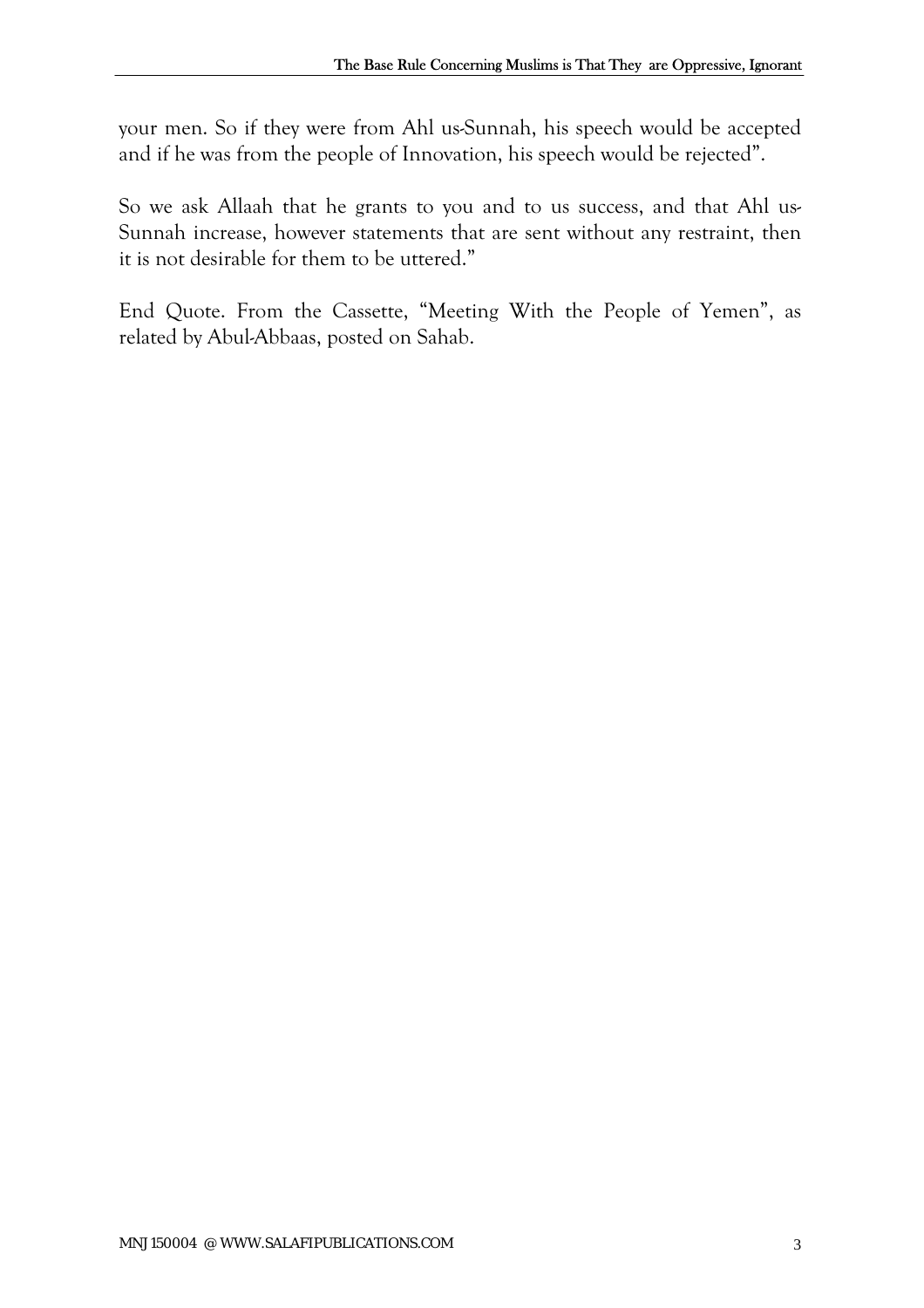your men. So if they were from Ahl us-Sunnah, his speech would be accepted and if he was from the people of Innovation, his speech would be rejected".

So we ask Allaah that he grants to you and to us success, and that Ahl us-Sunnah increase, however statements that are sent without any restraint, then it is not desirable for them to be uttered."

End Quote. From the Cassette, "Meeting With the People of Yemen", as related by Abul-Abbaas, posted on Sahab.